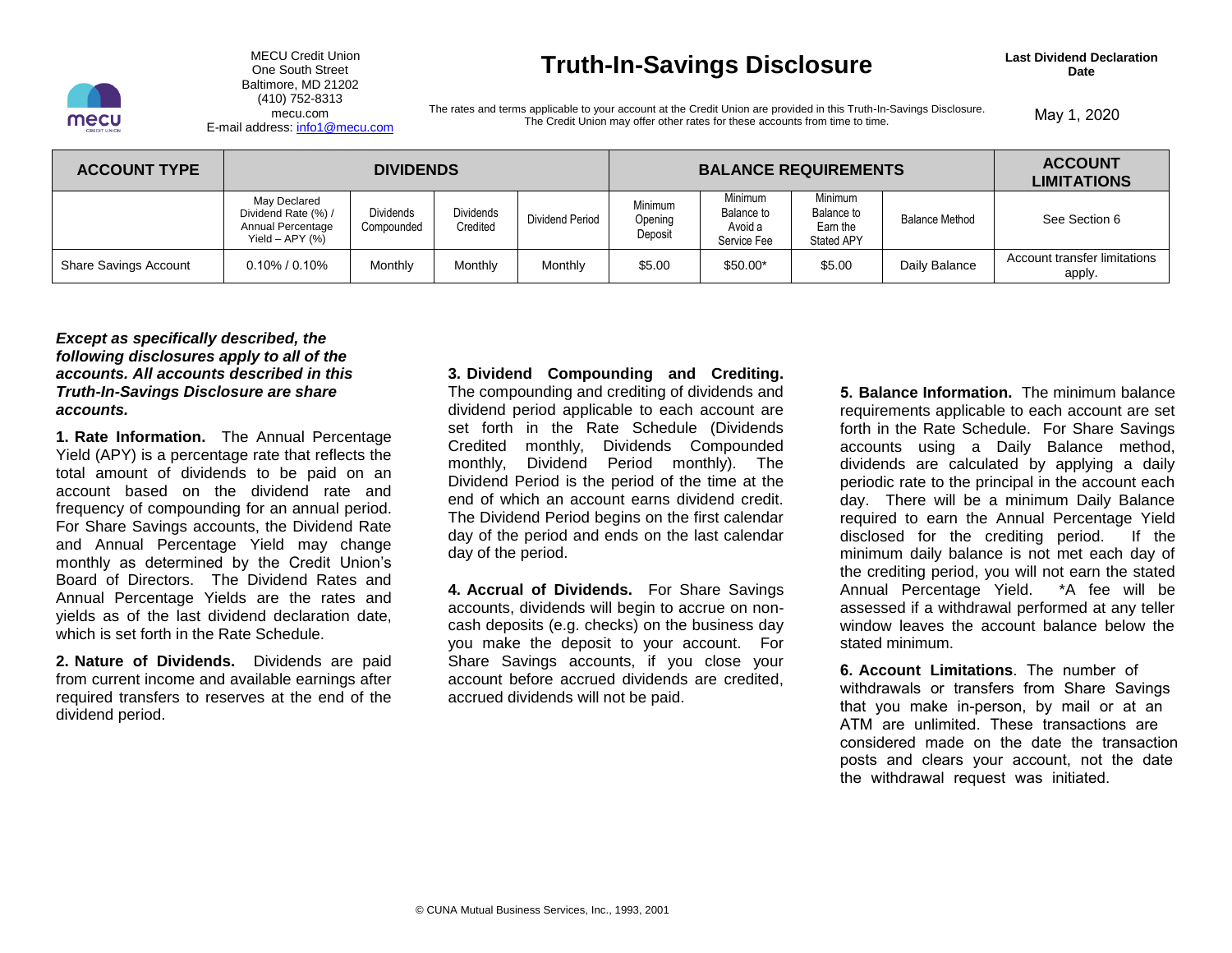MECU Credit Union
One South Street
Baltimore, MD 21202
(410) 752-8313
mecu.com
E-mail address: info1@mecu.com

# Truth-In-Savings Disclosure

The rates and terms applicable to your account at the Credit Union are provided in this Truth-In-Savings Disclosure. The Credit Union may offer other rates for these accounts from time to time.

**Last Dividend Declaration Date**

May 1, 2020

| ACCOUNT TYPE | DIVIDENDS | | | | BALANCE REQUIREMENTS | | | | ACCOUNT LIMITATIONS |
|---|---|---|---|---|---|---|---|---|---|
| | May Declared Dividend Rate (%) / Annual Percentage Yield – APY (%) | Dividends Compounded | Dividends Credited | Dividend Period | Minimum Opening Deposit | Minimum Balance to Avoid a Service Fee | Minimum Balance to Earn the Stated APY | Balance Method | See Section 6 |
| Share Savings Account | 0.10% / 0.10% | Monthly | Monthly | Monthly | $5.00 | $50.00* | $5.00 | Daily Balance | Account transfer limitations apply. |

***Except as specifically described, the following disclosures apply to all of the accounts. All accounts described in this Truth-In-Savings Disclosure are share accounts.***

**1. Rate Information.** The Annual Percentage Yield (APY) is a percentage rate that reflects the total amount of dividends to be paid on an account based on the dividend rate and frequency of compounding for an annual period. For Share Savings accounts, the Dividend Rate and Annual Percentage Yield may change monthly as determined by the Credit Union's Board of Directors. The Dividend Rates and Annual Percentage Yields are the rates and yields as of the last dividend declaration date, which is set forth in the Rate Schedule.

**2. Nature of Dividends.** Dividends are paid from current income and available earnings after required transfers to reserves at the end of the dividend period.

**3. Dividend Compounding and Crediting.** The compounding and crediting of dividends and dividend period applicable to each account are set forth in the Rate Schedule (Dividends Credited monthly, Dividends Compounded monthly, Dividend Period monthly). The Dividend Period is the period of the time at the end of which an account earns dividend credit. The Dividend Period begins on the first calendar day of the period and ends on the last calendar day of the period.

**4. Accrual of Dividends.** For Share Savings accounts, dividends will begin to accrue on non-cash deposits (e.g. checks) on the business day you make the deposit to your account. For Share Savings accounts, if you close your account before accrued dividends are credited, accrued dividends will not be paid.

**5. Balance Information.** The minimum balance requirements applicable to each account are set forth in the Rate Schedule. For Share Savings accounts using a Daily Balance method, dividends are calculated by applying a daily periodic rate to the principal in the account each day. There will be a minimum Daily Balance required to earn the Annual Percentage Yield disclosed for the crediting period. If the minimum daily balance is not met each day of the crediting period, you will not earn the stated Annual Percentage Yield. *A fee will be assessed if a withdrawal performed at any teller window leaves the account balance below the stated minimum.

**6. Account Limitations**. The number of withdrawals or transfers from Share Savings that you make in-person, by mail or at an ATM are unlimited. These transactions are considered made on the date the transaction posts and clears your account, not the date the withdrawal request was initiated.

© CUNA Mutual Business Services, Inc., 1993, 2001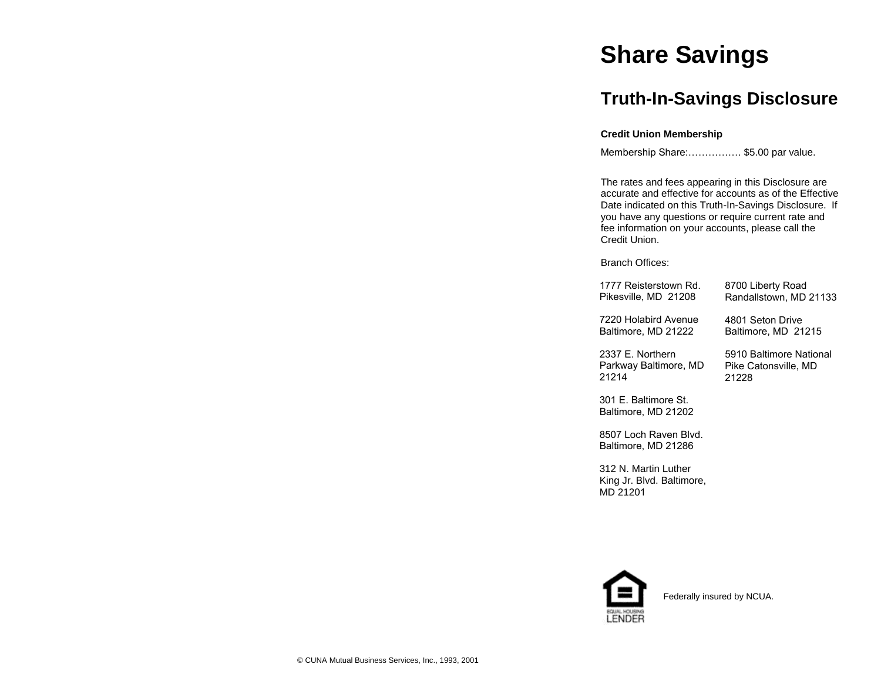# Share Savings

## Truth-In-Savings Disclosure

**Credit Union Membership**

Membership Share:……………. $5.00 par value.

The rates and fees appearing in this Disclosure are accurate and effective for accounts as of the Effective Date indicated on this Truth-In-Savings Disclosure. If you have any questions or require current rate and fee information on your accounts, please call the Credit Union.

Branch Offices:

1777 Reisterstown Rd.
Pikesville, MD 21208

7220 Holabird Avenue
Baltimore, MD 21222

2337 E. Northern Parkway Baltimore, MD 21214

301 E. Baltimore St.
Baltimore, MD 21202

8507 Loch Raven Blvd.
Baltimore, MD 21286

312 N. Martin Luther King Jr. Blvd. Baltimore, MD 21201

8700 Liberty Road
Randallstown, MD 21133

4801 Seton Drive
Baltimore, MD 21215

5910 Baltimore National Pike Catonsville, MD 21228

EQUAL HOUSING LENDER

Federally insured by NCUA.

© CUNA Mutual Business Services, Inc., 1993, 2001